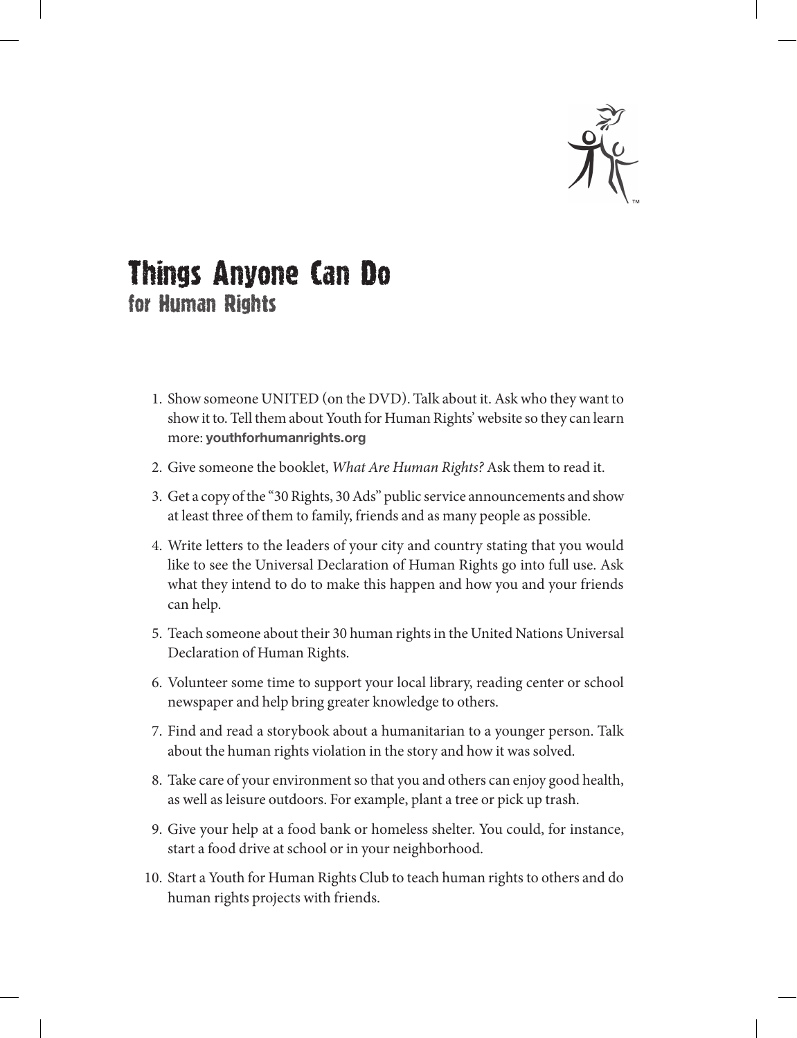# Things Anyone Can Do
## for Human Rights

1. Show someone UNITED (on the DVD). Talk about it. Ask who they want to show it to. Tell them about Youth for Human Rights' website so they can learn more: **youthforhumanrights.org**
2. Give someone the booklet, *What Are Human Rights?* Ask them to read it.
3. Get a copy of the "30 Rights, 30 Ads" public service announcements and show at least three of them to family, friends and as many people as possible.
4. Write letters to the leaders of your city and country stating that you would like to see the Universal Declaration of Human Rights go into full use. Ask what they intend to do to make this happen and how you and your friends can help.
5. Teach someone about their 30 human rights in the United Nations Universal Declaration of Human Rights.
6. Volunteer some time to support your local library, reading center or school newspaper and help bring greater knowledge to others.
7. Find and read a storybook about a humanitarian to a younger person. Talk about the human rights violation in the story and how it was solved.
8. Take care of your environment so that you and others can enjoy good health, as well as leisure outdoors. For example, plant a tree or pick up trash.
9. Give your help at a food bank or homeless shelter. You could, for instance, start a food drive at school or in your neighborhood.
10. Start a Youth for Human Rights Club to teach human rights to others and do human rights projects with friends.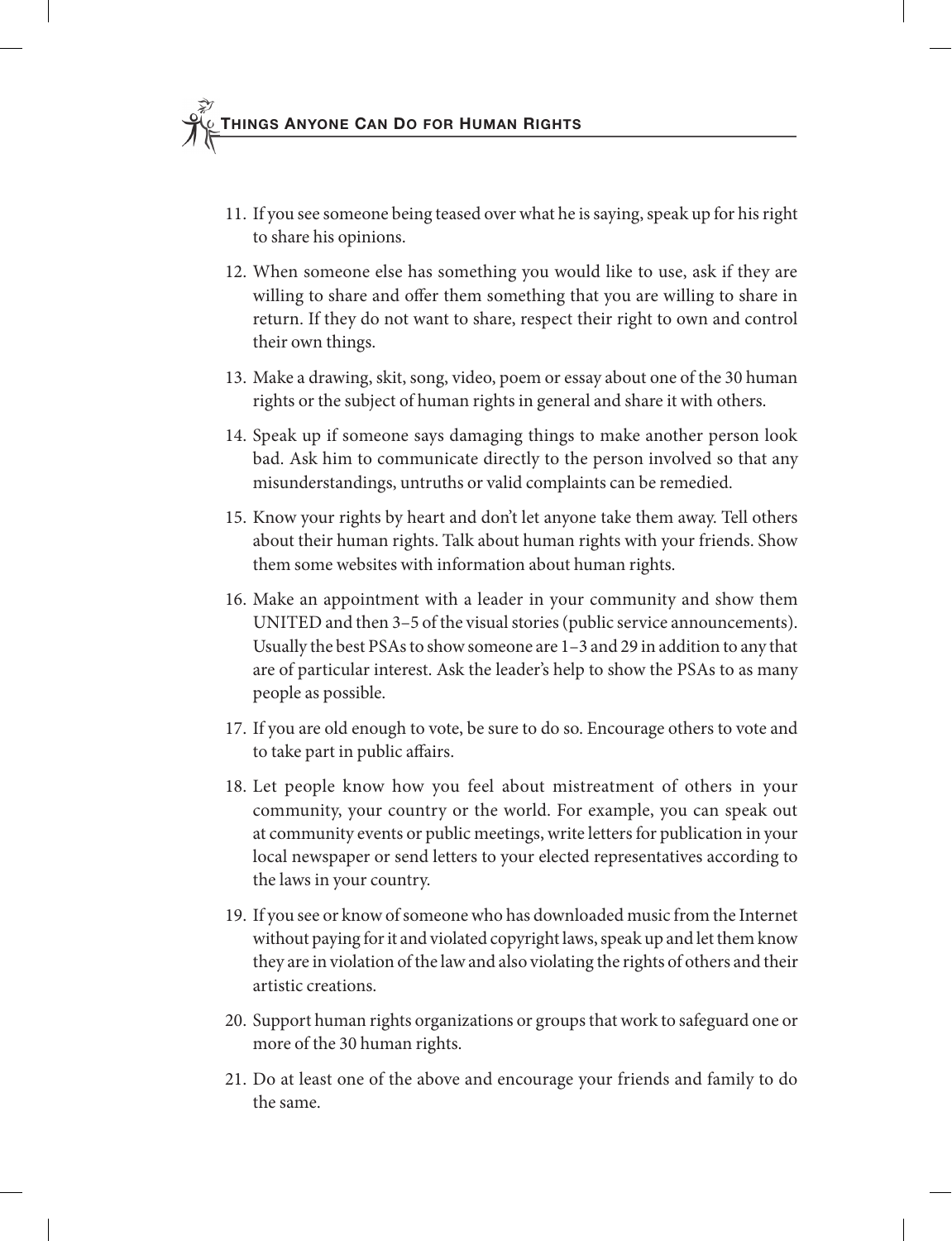11. If you see someone being teased over what he is saying, speak up for his right to share his opinions.
12. When someone else has something you would like to use, ask if they are willing to share and offer them something that you are willing to share in return. If they do not want to share, respect their right to own and control their own things.
13. Make a drawing, skit, song, video, poem or essay about one of the 30 human rights or the subject of human rights in general and share it with others.
14. Speak up if someone says damaging things to make another person look bad. Ask him to communicate directly to the person involved so that any misunderstandings, untruths or valid complaints can be remedied.
15. Know your rights by heart and don't let anyone take them away. Tell others about their human rights. Talk about human rights with your friends. Show them some websites with information about human rights.
16. Make an appointment with a leader in your community and show them UNITED and then 3–5 of the visual stories (public service announcements). Usually the best PSAs to show someone are 1–3 and 29 in addition to any that are of particular interest. Ask the leader's help to show the PSAs to as many people as possible.
17. If you are old enough to vote, be sure to do so. Encourage others to vote and to take part in public affairs.
18. Let people know how you feel about mistreatment of others in your community, your country or the world. For example, you can speak out at community events or public meetings, write letters for publication in your local newspaper or send letters to your elected representatives according to the laws in your country.
19. If you see or know of someone who has downloaded music from the Internet without paying for it and violated copyright laws, speak up and let them know they are in violation of the law and also violating the rights of others and their artistic creations.
20. Support human rights organizations or groups that work to safeguard one or more of the 30 human rights.
21. Do at least one of the above and encourage your friends and family to do the same.